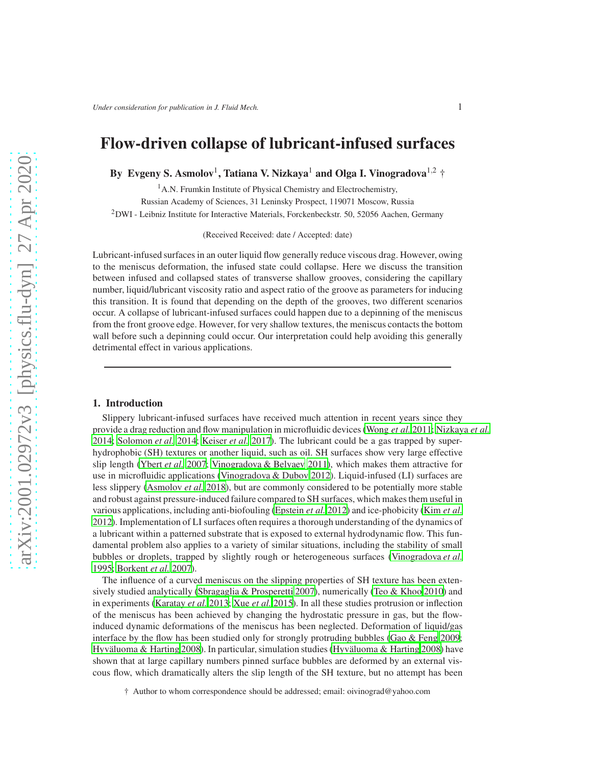# Flow-driven collapse of lubricant-infused surfaces

By Evgeny S. Asmolov[1], Tatiana V. Nizkaya[1] and Olga I. Vinogradova[1,2] †

[1]A.N. Frumkin Institute of Physical Chemistry and Electrochemistry, Russian Academy of Sciences, 31 Leninsky Prospect, 119071 Moscow, Russia

[2]DWI - Leibniz Institute for Interactive Materials, Forckenbeckstr. 50, 52056 Aachen, Germany

(Received Received: date / Accepted: date)

Lubricant-infused surfaces in an outer liquid flow generally reduce viscous drag. However, owing to the meniscus deformation, the infused state could collapse. Here we discuss the transition between infused and collapsed states of transverse shallow grooves, considering the capillary number, liquid/lubricant viscosity ratio and aspect ratio of the groove as parameters for inducing this transition. It is found that depending on the depth of the grooves, two different scenarios occur. A collapse of lubricant-infused surfaces could happen due to a depinning of the meniscus from the front groove edge. However, for very shallow textures, the meniscus contacts the bottom wall before such a depinning could occur. Our interpretation could help avoiding this generally detrimental effect in various applications.

## 1. Introduction

Slippery lubricant-infused surfaces have received much attention in recent years since they provide a drag reduction and flow manipulation in microfluidic devices (Wong *et al.* 2011; Nizkaya *et al.* 2014; Solomon *et al.* 2014; Keiser *et al.* 2017). The lubricant could be a gas trapped by superhydrophobic (SH) textures or another liquid, such as oil. SH surfaces show very large effective slip length (Ybert *et al.* 2007; Vinogradova & Belyaev 2011), which makes them attractive for use in microfluidic applications (Vinogradova & Dubov 2012). Liquid-infused (LI) surfaces are less slippery (Asmolov *et al.* 2018), but are commonly considered to be potentially more stable and robust against pressure-induced failure compared to SH surfaces, which makes them useful in various applications, including anti-biofouling (Epstein *et al.* 2012) and ice-phobicity (Kim *et al.* 2012). Implementation of LI surfaces often requires a thorough understanding of the dynamics of a lubricant within a patterned substrate that is exposed to external hydrodynamic flow. This fundamental problem also applies to a variety of similar situations, including the stability of small bubbles or droplets, trapped by slightly rough or heterogeneous surfaces (Vinogradova *et al.* 1995; Borkent *et al.* 2007).

The influence of a curved meniscus on the slipping properties of SH texture has been extensively studied analytically (Sbragaglia & Prosperetti 2007), numerically (Teo & Khoo 2010) and in experiments (Karatay *et al.* 2013; Xue *et al.* 2015). In all these studies protrusion or inflection of the meniscus has been achieved by changing the hydrostatic pressure in gas, but the flow-induced dynamic deformations of the meniscus has been neglected. Deformation of liquid/gas interface by the flow has been studied only for strongly protruding bubbles (Gao & Feng 2009; Hyväluoma & Harting 2008). In particular, simulation studies (Hyväluoma & Harting 2008) have shown that at large capillary numbers pinned surface bubbles are deformed by an external viscous flow, which dramatically alters the slip length of the SH texture, but no attempt has been

† Author to whom correspondence should be addressed; email: oivinograd@yahoo.com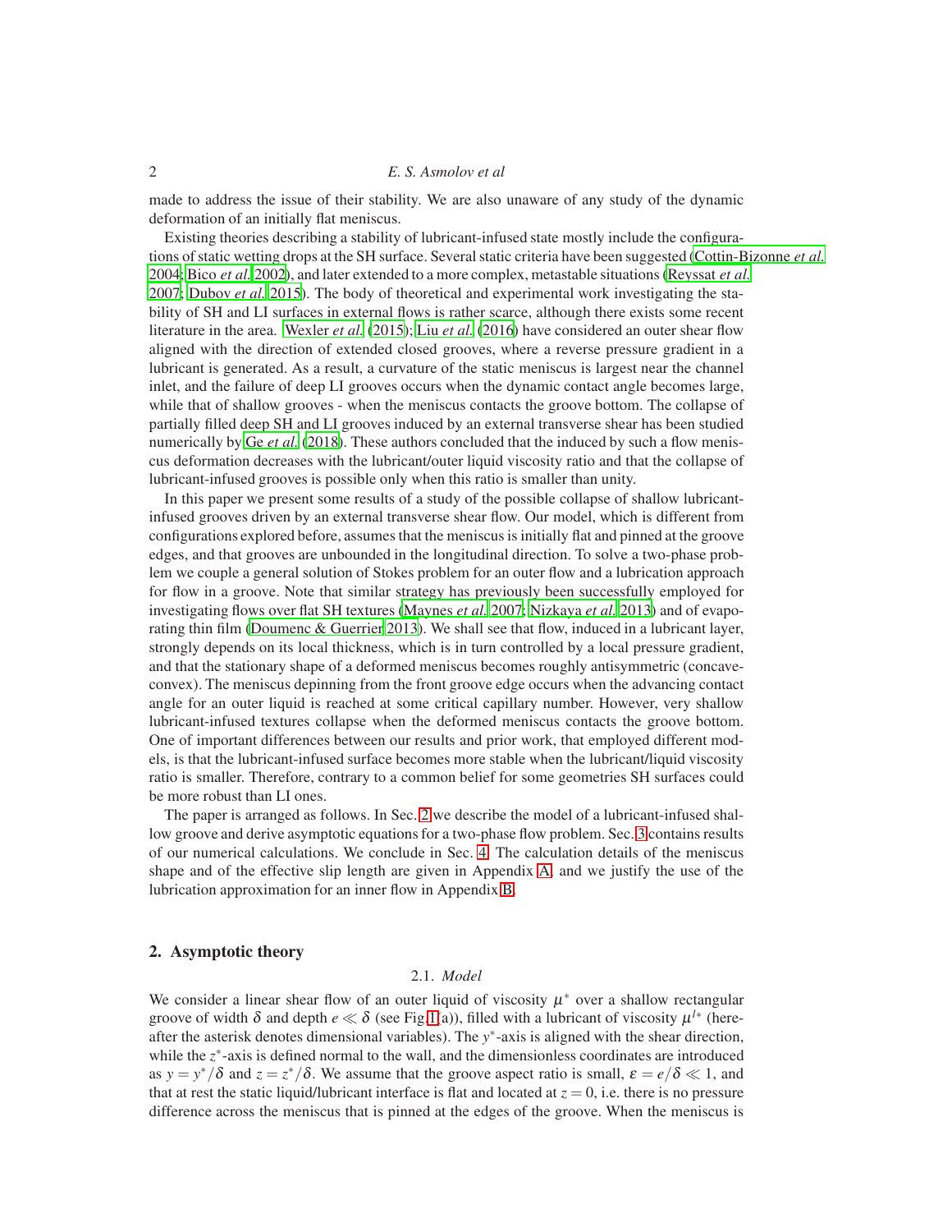made to address the issue of their stability. We are also unaware of any study of the dynamic deformation of an initially flat meniscus.

Existing theories describing a stability of lubricant-infused state mostly include the configurations of static wetting drops at the SH surface. Several static criteria have been suggested (Cottin-Bizonne *et al.* 2004; Bico *et al.* 2002), and later extended to a more complex, metastable situations (Reyssat *et al.* 2007; Dubov *et al.* 2015). The body of theoretical and experimental work investigating the stability of SH and LI surfaces in external flows is rather scarce, although there exists some recent literature in the area. Wexler *et al.* (2015); Liu *et al.* (2016) have considered an outer shear flow aligned with the direction of extended closed grooves, where a reverse pressure gradient in a lubricant is generated. As a result, a curvature of the static meniscus is largest near the channel inlet, and the failure of deep LI grooves occurs when the dynamic contact angle becomes large, while that of shallow grooves - when the meniscus contacts the groove bottom. The collapse of partially filled deep SH and LI grooves induced by an external transverse shear has been studied numerically by Ge *et al.* (2018). These authors concluded that the induced by such a flow meniscus deformation decreases with the lubricant/outer liquid viscosity ratio and that the collapse of lubricant-infused grooves is possible only when this ratio is smaller than unity.

In this paper we present some results of a study of the possible collapse of shallow lubricant-infused grooves driven by an external transverse shear flow. Our model, which is different from configurations explored before, assumes that the meniscus is initially flat and pinned at the groove edges, and that grooves are unbounded in the longitudinal direction. To solve a two-phase problem we couple a general solution of Stokes problem for an outer flow and a lubrication approach for flow in a groove. Note that similar strategy has previously been successfully employed for investigating flows over flat SH textures (Maynes *et al.* 2007; Nizkaya *et al.* 2013) and of evaporating thin film (Doumenc & Guerrier 2013). We shall see that flow, induced in a lubricant layer, strongly depends on its local thickness, which is in turn controlled by a local pressure gradient, and that the stationary shape of a deformed meniscus becomes roughly antisymmetric (concave-convex). The meniscus depinning from the front groove edge occurs when the advancing contact angle for an outer liquid is reached at some critical capillary number. However, very shallow lubricant-infused textures collapse when the deformed meniscus contacts the groove bottom. One of important differences between our results and prior work, that employed different models, is that the lubricant-infused surface becomes more stable when the lubricant/liquid viscosity ratio is smaller. Therefore, contrary to a common belief for some geometries SH surfaces could be more robust than LI ones.

The paper is arranged as follows. In Sec. 2 we describe the model of a lubricant-infused shallow groove and derive asymptotic equations for a two-phase flow problem. Sec. 3 contains results of our numerical calculations. We conclude in Sec. 4. The calculation details of the meniscus shape and of the effective slip length are given in Appendix A, and we justify the use of the lubrication approximation for an inner flow in Appendix B.

## 2. Asymptotic theory

### 2.1. *Model*

We consider a linear shear flow of an outer liquid of viscosity $\mu^*$ over a shallow rectangular groove of width $\delta$ and depth $e \ll \delta$ (see Fig 1(a)), filled with a lubricant of viscosity $\mu^{l*}$ (hereafter the asterisk denotes dimensional variables). The $y^*$-axis is aligned with the shear direction, while the $z^*$-axis is defined normal to the wall, and the dimensionless coordinates are introduced as $y = y^*/\delta$ and $z = z^*/\delta$. We assume that the groove aspect ratio is small, $\varepsilon = e/\delta \ll 1$, and that at rest the static liquid/lubricant interface is flat and located at $z = 0$, i.e. there is no pressure difference across the meniscus that is pinned at the edges of the groove. When the meniscus is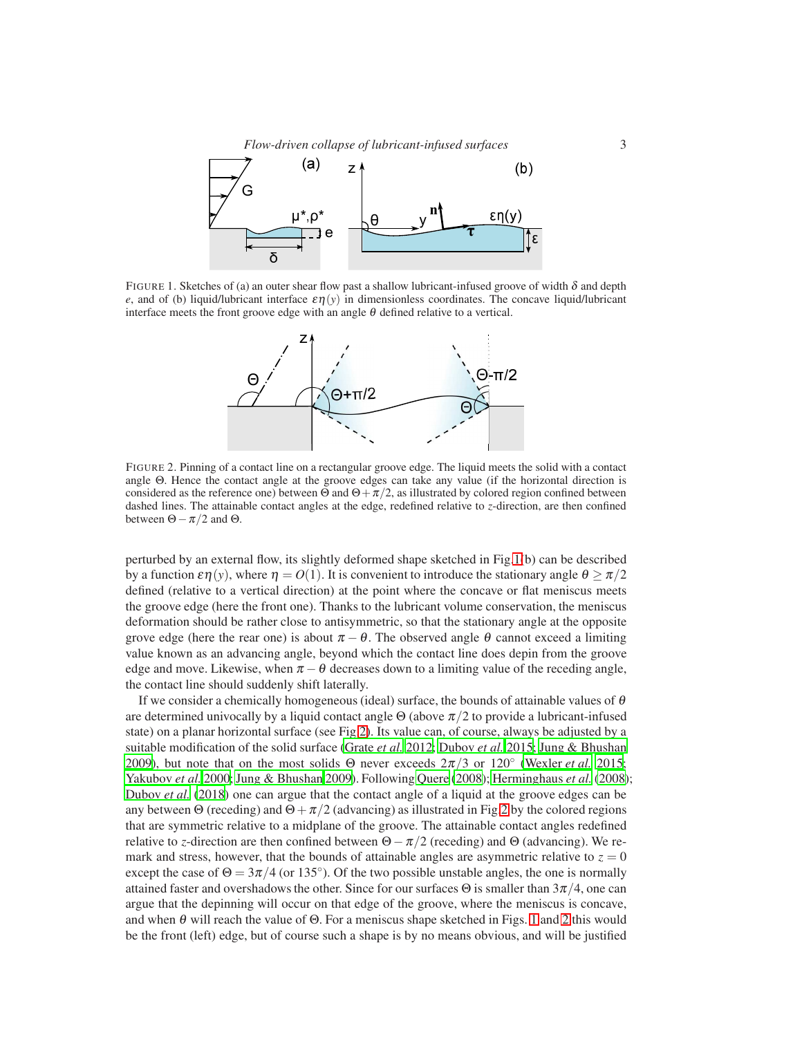FIGURE 1. Sketches of (a) an outer shear flow past a shallow lubricant-infused groove of width $\delta$ and depth $e$, and of (b) liquid/lubricant interface $\varepsilon\eta(y)$ in dimensionless coordinates. The concave liquid/lubricant interface meets the front groove edge with an angle $\theta$ defined relative to a vertical.

FIGURE 2. Pinning of a contact line on a rectangular groove edge. The liquid meets the solid with a contact angle $\Theta$. Hence the contact angle at the groove edges can take any value (if the horizontal direction is considered as the reference one) between $\Theta$ and $\Theta+\pi/2$, as illustrated by colored region confined between dashed lines. The attainable contact angles at the edge, redefined relative to $z$-direction, are then confined between $\Theta-\pi/2$ and $\Theta$.

perturbed by an external flow, its slightly deformed shape sketched in Fig 1(b) can be described by a function $\varepsilon\eta(y)$, where $\eta = O(1)$. It is convenient to introduce the stationary angle $\theta \geq \pi/2$ defined (relative to a vertical direction) at the point where the concave or flat meniscus meets the groove edge (here the front one). Thanks to the lubricant volume conservation, the meniscus deformation should be rather close to antisymmetric, so that the stationary angle at the opposite grove edge (here the rear one) is about $\pi-\theta$. The observed angle $\theta$ cannot exceed a limiting value known as an advancing angle, beyond which the contact line does depin from the groove edge and move. Likewise, when $\pi-\theta$ decreases down to a limiting value of the receding angle, the contact line should suddenly shift laterally.

If we consider a chemically homogeneous (ideal) surface, the bounds of attainable values of $\theta$ are determined univocally by a liquid contact angle $\Theta$ (above $\pi/2$ to provide a lubricant-infused state) on a planar horizontal surface (see Fig 2). Its value can, of course, always be adjusted by a suitable modification of the solid surface (Grate *et al.* 2012; Dubov *et al.* 2015; Jung & Bhushan 2009), but note that on the most solids $\Theta$ never exceeds $2\pi/3$ or $120^\circ$ (Wexler *et al.* 2015; Yakubov *et al.* 2000; Jung & Bhushan 2009). Following Quere (2008); Herminghaus *et al.* (2008); Dubov *et al.* (2018) one can argue that the contact angle of a liquid at the groove edges can be any between $\Theta$ (receding) and $\Theta+\pi/2$ (advancing) as illustrated in Fig 2 by the colored regions that are symmetric relative to a midplane of the groove. The attainable contact angles redefined relative to $z$-direction are then confined between $\Theta-\pi/2$ (receding) and $\Theta$ (advancing). We remark and stress, however, that the bounds of attainable angles are asymmetric relative to $z = 0$ except the case of $\Theta = 3\pi/4$ (or $135^\circ$). Of the two possible unstable angles, the one is normally attained faster and overshadows the other. Since for our surfaces $\Theta$ is smaller than $3\pi/4$, one can argue that the depinning will occur on that edge of the groove, where the meniscus is concave, and when $\theta$ will reach the value of $\Theta$. For a meniscus shape sketched in Figs. 1 and 2 this would be the front (left) edge, but of course such a shape is by no means obvious, and will be justified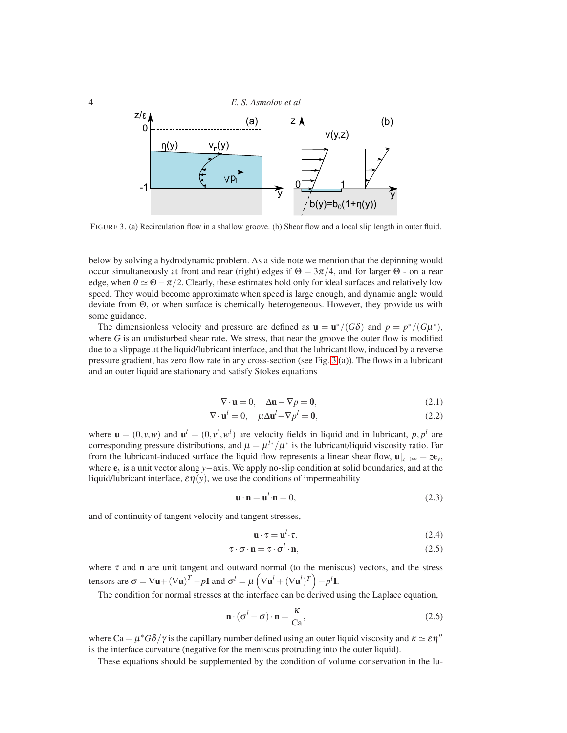FIGURE 3. (a) Recirculation flow in a shallow groove. (b) Shear flow and a local slip length in outer fluid.

below by solving a hydrodynamic problem. As a side note we mention that the depinning would occur simultaneously at front and rear (right) edges if $\Theta = 3\pi/4$, and for larger $\Theta$ - on a rear edge, when $\theta \simeq \Theta - \pi/2$. Clearly, these estimates hold only for ideal surfaces and relatively low speed. They would become approximate when speed is large enough, and dynamic angle would deviate from $\Theta$, or when surface is chemically heterogeneous. However, they provide us with some guidance.

The dimensionless velocity and pressure are defined as $\mathbf{u} = \mathbf{u}^*/(G\delta)$ and $p = p^*/(G\mu^*)$, where $G$ is an undisturbed shear rate. We stress, that near the groove the outer flow is modified due to a slippage at the liquid/lubricant interface, and that the lubricant flow, induced by a reverse pressure gradient, has zero flow rate in any cross-section (see Fig. 3(a)). The flows in a lubricant and an outer liquid are stationary and satisfy Stokes equations

$$\nabla \cdot \mathbf{u} = 0, \quad \Delta \mathbf{u} - \nabla p = \mathbf{0}, \tag{2.1}$$

$$\nabla \cdot \mathbf{u}^l = 0, \quad \mu \Delta \mathbf{u}^l - \nabla p^l = \mathbf{0}, \tag{2.2}$$

where $\mathbf{u} = (0, v, w)$ and $\mathbf{u}^l = (0, v^l, w^l)$ are velocity fields in liquid and in lubricant, $p, p^l$ are corresponding pressure distributions, and $\mu = \mu^{l*}/\mu^*$ is the lubricant/liquid viscosity ratio. Far from the lubricant-induced surface the liquid flow represents a linear shear flow, $\mathbf{u}|_{z\to\infty} = z\mathbf{e}_y$, where $\mathbf{e}_y$ is a unit vector along $y-$axis. We apply no-slip condition at solid boundaries, and at the liquid/lubricant interface, $\varepsilon\eta(y)$, we use the conditions of impermeability

$$\mathbf{u} \cdot \mathbf{n} = \mathbf{u}^l \cdot \mathbf{n} = 0, \tag{2.3}$$

and of continuity of tangent velocity and tangent stresses,

$$\mathbf{u} \cdot \tau = \mathbf{u}^l \cdot \tau, \tag{2.4}$$

$$\tau \cdot \sigma \cdot \mathbf{n} = \tau \cdot \sigma^l \cdot \mathbf{n}, \tag{2.5}$$

where $\tau$ and $\mathbf{n}$ are unit tangent and outward normal (to the meniscus) vectors, and the stress tensors are $\sigma = \nabla\mathbf{u} + (\nabla\mathbf{u})^T - p\mathbf{I}$ and $\sigma^l = \mu\left(\nabla\mathbf{u}^l + (\nabla\mathbf{u}^l)^T\right) - p^l\mathbf{I}$.

The condition for normal stresses at the interface can be derived using the Laplace equation,

$$\mathbf{n} \cdot (\sigma^l - \sigma) \cdot \mathbf{n} = \frac{\kappa}{\mathrm{Ca}}, \tag{2.6}$$

where $\mathrm{Ca} = \mu^* G\delta/\gamma$ is the capillary number defined using an outer liquid viscosity and $\kappa \simeq \varepsilon\eta''$ is the interface curvature (negative for the meniscus protruding into the outer liquid).

These equations should be supplemented by the condition of volume conservation in the lu-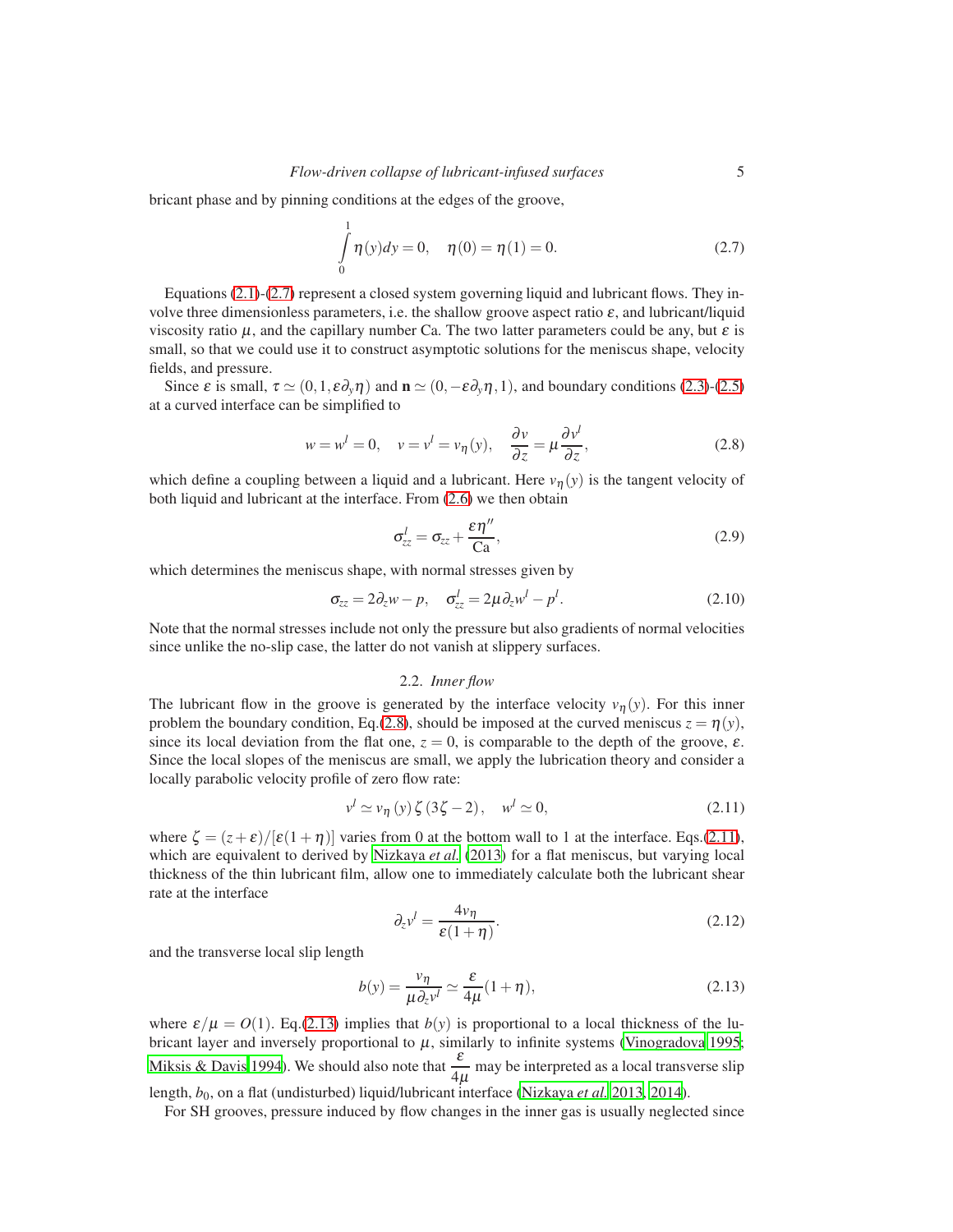bricant phase and by pinning conditions at the edges of the groove,

$$\int_0^1 \eta(y)dy = 0, \quad \eta(0) = \eta(1) = 0. \tag{2.7}$$

Equations (2.1)-(2.7) represent a closed system governing liquid and lubricant flows. They involve three dimensionless parameters, i.e. the shallow groove aspect ratio $\varepsilon$, and lubricant/liquid viscosity ratio $\mu$, and the capillary number Ca. The two latter parameters could be any, but $\varepsilon$ is small, so that we could use it to construct asymptotic solutions for the meniscus shape, velocity fields, and pressure.

Since $\varepsilon$ is small, $\tau \simeq (0, 1, \varepsilon\partial_y\eta)$ and $\mathbf{n} \simeq (0, -\varepsilon\partial_y\eta, 1)$, and boundary conditions (2.3)-(2.5) at a curved interface can be simplified to

$$w = w^l = 0, \quad v = v^l = v_\eta(y), \quad \frac{\partial v}{\partial z} = \mu \frac{\partial v^l}{\partial z}, \tag{2.8}$$

which define a coupling between a liquid and a lubricant. Here $v_\eta(y)$ is the tangent velocity of both liquid and lubricant at the interface. From (2.6) we then obtain

$$\sigma^l_{zz} = \sigma_{zz} + \frac{\varepsilon\eta''}{\mathrm{Ca}}, \tag{2.9}$$

which determines the meniscus shape, with normal stresses given by

$$\sigma_{zz} = 2\partial_z w - p, \quad \sigma^l_{zz} = 2\mu\partial_z w^l - p^l. \tag{2.10}$$

Note that the normal stresses include not only the pressure but also gradients of normal velocities since unlike the no-slip case, the latter do not vanish at slippery surfaces.

### 2.2. *Inner flow*

The lubricant flow in the groove is generated by the interface velocity $v_\eta(y)$. For this inner problem the boundary condition, Eq.(2.8), should be imposed at the curved meniscus $z = \eta(y)$, since its local deviation from the flat one, $z = 0$, is comparable to the depth of the groove, $\varepsilon$. Since the local slopes of the meniscus are small, we apply the lubrication theory and consider a locally parabolic velocity profile of zero flow rate:

$$v^l \simeq v_\eta(y)\,\zeta\,(3\zeta - 2), \quad w^l \simeq 0, \tag{2.11}$$

where $\zeta = (z + \varepsilon)/[\varepsilon(1 + \eta)]$ varies from 0 at the bottom wall to 1 at the interface. Eqs.(2.11), which are equivalent to derived by Nizkaya *et al.* (2013) for a flat meniscus, but varying local thickness of the thin lubricant film, allow one to immediately calculate both the lubricant shear rate at the interface

$$\partial_z v^l = \frac{4v_\eta}{\varepsilon(1 + \eta)}. \tag{2.12}$$

and the transverse local slip length

$$b(y) = \frac{v_\eta}{\mu\partial_z v^l} \simeq \frac{\varepsilon}{4\mu}(1 + \eta), \tag{2.13}$$

where $\varepsilon/\mu = O(1)$. Eq.(2.13) implies that $b(y)$ is proportional to a local thickness of the lubricant layer and inversely proportional to $\mu$, similarly to infinite systems (Vinogradova 1995; Miksis & Davis 1994). We should also note that $\dfrac{\varepsilon}{4\mu}$ may be interpreted as a local transverse slip length, $b_0$, on a flat (undisturbed) liquid/lubricant interface (Nizkaya *et al.* 2013, 2014).

For SH grooves, pressure induced by flow changes in the inner gas is usually neglected since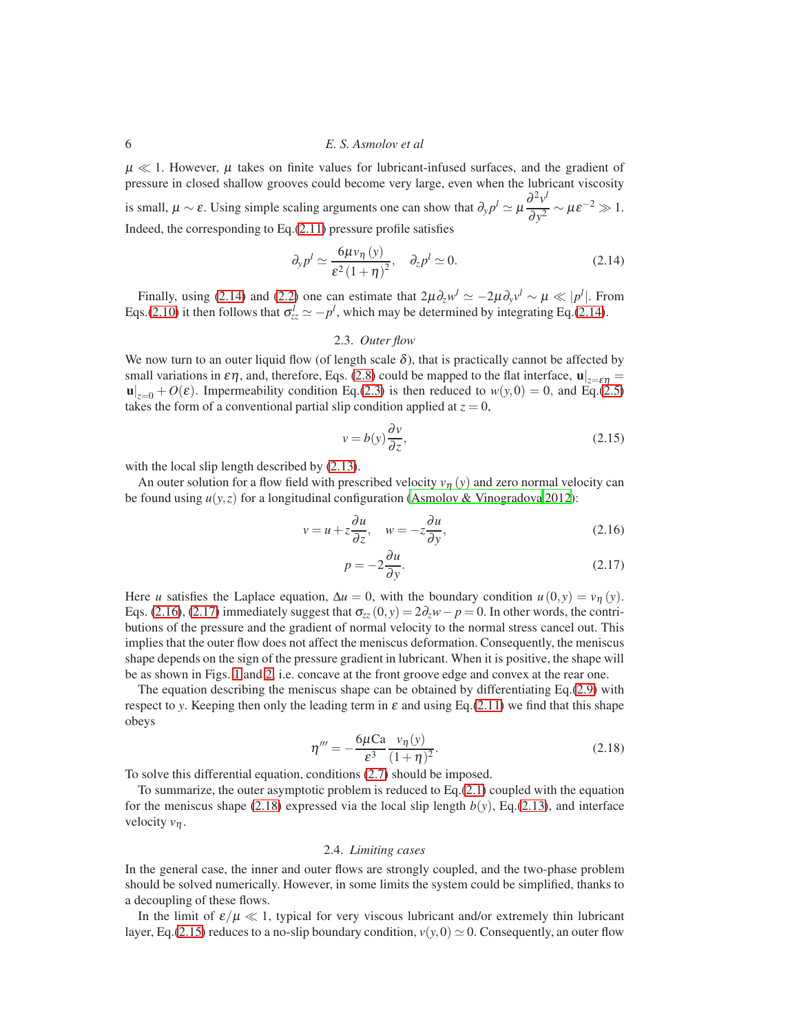$\mu \ll 1$. However, $\mu$ takes on finite values for lubricant-infused surfaces, and the gradient of pressure in closed shallow grooves could become very large, even when the lubricant viscosity is small, $\mu \sim \varepsilon$. Using simple scaling arguments one can show that $\partial_y p^l \simeq \mu \dfrac{\partial^2 v^l}{\partial y^2} \sim \mu\varepsilon^{-2} \gg 1$. Indeed, the corresponding to Eq.(2.11) pressure profile satisfies

$$\partial_y p^l \simeq \frac{6\mu v_\eta(y)}{\varepsilon^2 (1+\eta)^2}, \quad \partial_z p^l \simeq 0. \tag{2.14}$$

Finally, using (2.14) and (2.2) one can estimate that $2\mu\partial_z w^l \simeq -2\mu\partial_y v^l \sim \mu \ll |p^l|$. From Eqs.(2.10) it then follows that $\sigma_{zz}^l \simeq -p^l$, which may be determined by integrating Eq.(2.14).

### 2.3. *Outer flow*

We now turn to an outer liquid flow (of length scale $\delta$), that is practically cannot be affected by small variations in $\varepsilon\eta$, and, therefore, Eqs. (2.8) could be mapped to the flat interface, $\mathbf{u}|_{z=\varepsilon\eta} = \mathbf{u}|_{z=0} + O(\varepsilon)$. Impermeability condition Eq.(2.3) is then reduced to $w(y,0)=0$, and Eq.(2.5) takes the form of a conventional partial slip condition applied at $z=0$,

$$v = b(y)\frac{\partial v}{\partial z}, \tag{2.15}$$

with the local slip length described by (2.13).

An outer solution for a flow field with prescribed velocity $v_\eta(y)$ and zero normal velocity can be found using $u(y,z)$ for a longitudinal configuration (Asmolov & Vinogradova 2012):

$$v = u + z\frac{\partial u}{\partial z}, \quad w = -z\frac{\partial u}{\partial y}, \tag{2.16}$$

$$p = -2\frac{\partial u}{\partial y}. \tag{2.17}$$

Here $u$ satisfies the Laplace equation, $\Delta u = 0$, with the boundary condition $u(0,y) = v_\eta(y)$. Eqs. (2.16), (2.17) immediately suggest that $\sigma_{zz}(0,y) = 2\partial_z w - p = 0$. In other words, the contributions of the pressure and the gradient of normal velocity to the normal stress cancel out. This implies that the outer flow does not affect the meniscus deformation. Consequently, the meniscus shape depends on the sign of the pressure gradient in lubricant. When it is positive, the shape will be as shown in Figs. 1 and 2, i.e. concave at the front groove edge and convex at the rear one.

The equation describing the meniscus shape can be obtained by differentiating Eq.(2.9) with respect to $y$. Keeping then only the leading term in $\varepsilon$ and using Eq.(2.11) we find that this shape obeys

$$\eta''' = -\frac{6\mu\mathrm{Ca}}{\varepsilon^3}\frac{v_\eta(y)}{(1+\eta)^2}. \tag{2.18}$$

To solve this differential equation, conditions (2.7) should be imposed.

To summarize, the outer asymptotic problem is reduced to Eq.(2.1) coupled with the equation for the meniscus shape (2.18) expressed via the local slip length $b(y)$, Eq.(2.13), and interface velocity $v_\eta$.

### 2.4. *Limiting cases*

In the general case, the inner and outer flows are strongly coupled, and the two-phase problem should be solved numerically. However, in some limits the system could be simplified, thanks to a decoupling of these flows.

In the limit of $\varepsilon/\mu \ll 1$, typical for very viscous lubricant and/or extremely thin lubricant layer, Eq.(2.15) reduces to a no-slip boundary condition, $v(y,0) \simeq 0$. Consequently, an outer flow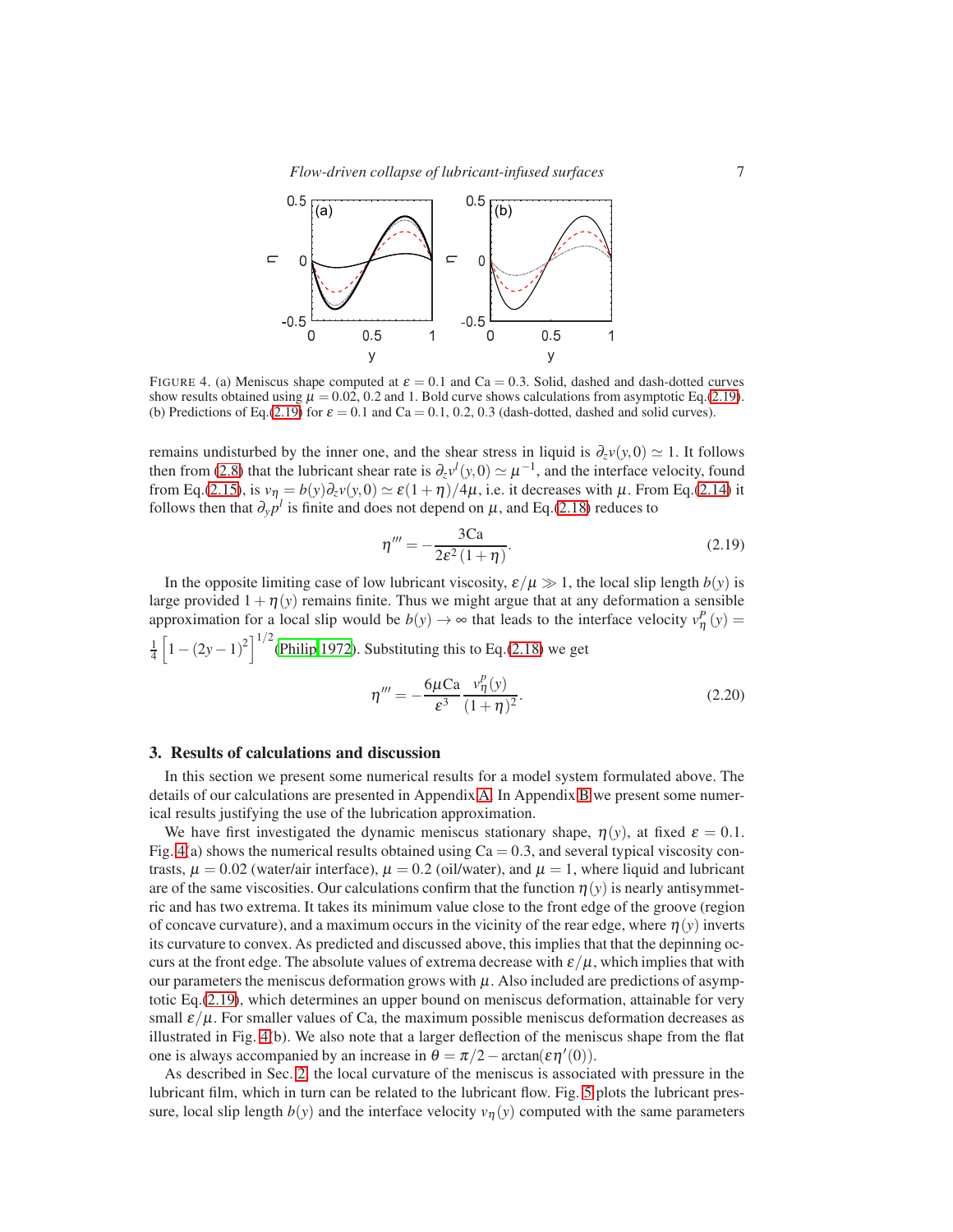FIGURE 4. (a) Meniscus shape computed at $\varepsilon = 0.1$ and $\mathrm{Ca} = 0.3$. Solid, dashed and dash-dotted curves show results obtained using $\mu = 0.02$, 0.2 and 1. Bold curve shows calculations from asymptotic Eq.(2.19). (b) Predictions of Eq.(2.19) for $\varepsilon = 0.1$ and $\mathrm{Ca} = 0.1$, 0.2, 0.3 (dash-dotted, dashed and solid curves).

remains undisturbed by the inner one, and the shear stress in liquid is $\partial_z v(y,0) \simeq 1$. It follows then from (2.8) that the lubricant shear rate is $\partial_z v^l(y,0) \simeq \mu^{-1}$, and the interface velocity, found from Eq.(2.15), is $v_\eta = b(y)\partial_z v(y,0) \simeq \varepsilon(1+\eta)/4\mu$, i.e. it decreases with $\mu$. From Eq.(2.14) it follows then that $\partial_y p^l$ is finite and does not depend on $\mu$, and Eq.(2.18) reduces to

$$\eta''' = -\frac{3\mathrm{Ca}}{2\varepsilon^2(1+\eta)}. \tag{2.19}$$

In the opposite limiting case of low lubricant viscosity, $\varepsilon/\mu \gg 1$, the local slip length $b(y)$ is large provided $1+\eta(y)$ remains finite. Thus we might argue that at any deformation a sensible approximation for a local slip would be $b(y) \to \infty$ that leads to the interface velocity $v_\eta^P(y) = \frac{1}{4}\left[1-(2y-1)^2\right]^{1/2}$ (Philip 1972). Substituting this to Eq.(2.18) we get

$$\eta''' = -\frac{6\mu\mathrm{Ca}}{\varepsilon^3}\frac{v_\eta^P(y)}{(1+\eta)^2}. \tag{2.20}$$

## 3. Results of calculations and discussion

In this section we present some numerical results for a model system formulated above. The details of our calculations are presented in Appendix A. In Appendix B we present some numerical results justifying the use of the lubrication approximation.

We have first investigated the dynamic meniscus stationary shape, $\eta(y)$, at fixed $\varepsilon = 0.1$. Fig. 4(a) shows the numerical results obtained using $\mathrm{Ca} = 0.3$, and several typical viscosity contrasts, $\mu = 0.02$ (water/air interface), $\mu = 0.2$ (oil/water), and $\mu = 1$, where liquid and lubricant are of the same viscosities. Our calculations confirm that the function $\eta(y)$ is nearly antisymmetric and has two extrema. It takes its minimum value close to the front edge of the groove (region of concave curvature), and a maximum occurs in the vicinity of the rear edge, where $\eta(y)$ inverts its curvature to convex. As predicted and discussed above, this implies that that the depinning occurs at the front edge. The absolute values of extrema decrease with $\varepsilon/\mu$, which implies that with our parameters the meniscus deformation grows with $\mu$. Also included are predictions of asymptotic Eq.(2.19), which determines an upper bound on meniscus deformation, attainable for very small $\varepsilon/\mu$. For smaller values of Ca, the maximum possible meniscus deformation decreases as illustrated in Fig. 4(b). We also note that a larger deflection of the meniscus shape from the flat one is always accompanied by an increase in $\theta = \pi/2 - \arctan(\varepsilon\eta'(0))$.

As described in Sec. 2, the local curvature of the meniscus is associated with pressure in the lubricant film, which in turn can be related to the lubricant flow. Fig. 5 plots the lubricant pressure, local slip length $b(y)$ and the interface velocity $v_\eta(y)$ computed with the same parameters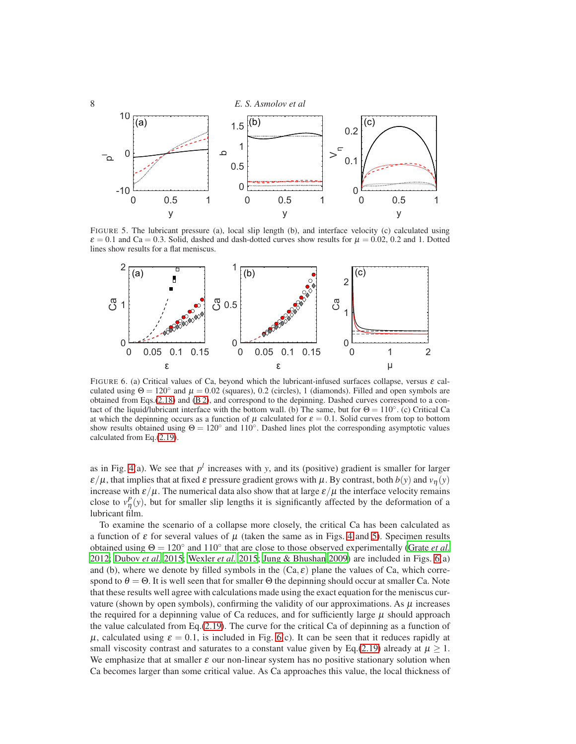FIGURE 5. The lubricant pressure (a), local slip length (b), and interface velocity (c) calculated using $\varepsilon = 0.1$ and $\mathrm{Ca} = 0.3$. Solid, dashed and dash-dotted curves show results for $\mu = 0.02$, 0.2 and 1. Dotted lines show results for a flat meniscus.

FIGURE 6. (a) Critical values of Ca, beyond which the lubricant-infused surfaces collapse, versus $\varepsilon$ calculated using $\Theta = 120^\circ$ and $\mu = 0.02$ (squares), 0.2 (circles), 1 (diamonds). Filled and open symbols are obtained from Eqs.(2.18) and (B 2), and correspond to the depinning. Dashed curves correspond to a contact of the liquid/lubricant interface with the bottom wall. (b) The same, but for $\Theta = 110^\circ$. (c) Critical Ca at which the depinning occurs as a function of $\mu$ calculated for $\varepsilon = 0.1$. Solid curves from top to bottom show results obtained using $\Theta = 120^\circ$ and $110^\circ$. Dashed lines plot the corresponding asymptotic values calculated from Eq.(2.19).

as in Fig. 4(a). We see that $p^l$ increases with $y$, and its (positive) gradient is smaller for larger $\varepsilon/\mu$, that implies that at fixed $\varepsilon$ pressure gradient grows with $\mu$. By contrast, both $b(y)$ and $v_\eta(y)$ increase with $\varepsilon/\mu$. The numerical data also show that at large $\varepsilon/\mu$ the interface velocity remains close to $v_\eta^P(y)$, but for smaller slip lengths it is significantly affected by the deformation of a lubricant film.

To examine the scenario of a collapse more closely, the critical Ca has been calculated as a function of $\varepsilon$ for several values of $\mu$ (taken the same as in Figs. 4 and 5). Specimen results obtained using $\Theta = 120^\circ$ and $110^\circ$ that are close to those observed experimentally (Grate *et al.* 2012; Dubov *et al.* 2015; Wexler *et al.* 2015; Jung & Bhushan 2009) are included in Figs. 6(a) and (b), where we denote by filled symbols in the $(\mathrm{Ca}, \varepsilon)$ plane the values of Ca, which correspond to $\theta = \Theta$. It is well seen that for smaller $\Theta$ the depinning should occur at smaller Ca. Note that these results well agree with calculations made using the exact equation for the meniscus curvature (shown by open symbols), confirming the validity of our approximations. As $\mu$ increases the required for a depinning value of Ca reduces, and for sufficiently large $\mu$ should approach the value calculated from Eq.(2.19). The curve for the critical Ca of depinning as a function of $\mu$, calculated using $\varepsilon = 0.1$, is included in Fig. 6(c). It can be seen that it reduces rapidly at small viscosity contrast and saturates to a constant value given by Eq.(2.19) already at $\mu \geq 1$. We emphasize that at smaller $\varepsilon$ our non-linear system has no positive stationary solution when Ca becomes larger than some critical value. As Ca approaches this value, the local thickness of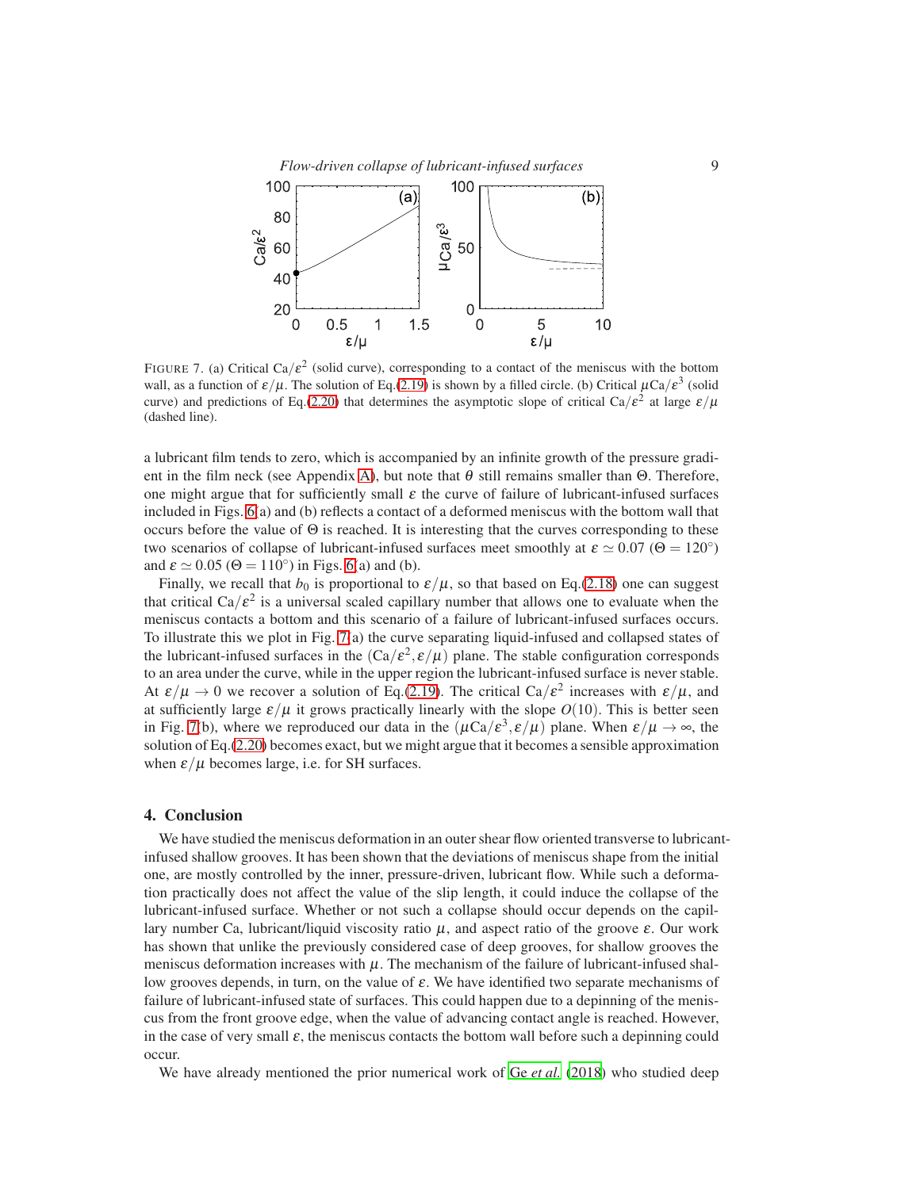FIGURE 7. (a) Critical $\mathrm{Ca}/\varepsilon^2$ (solid curve), corresponding to a contact of the meniscus with the bottom wall, as a function of $\varepsilon/\mu$. The solution of Eq.(2.19) is shown by a filled circle. (b) Critical $\mu\mathrm{Ca}/\varepsilon^3$ (solid curve) and predictions of Eq.(2.20) that determines the asymptotic slope of critical $\mathrm{Ca}/\varepsilon^2$ at large $\varepsilon/\mu$ (dashed line).

a lubricant film tends to zero, which is accompanied by an infinite growth of the pressure gradient in the film neck (see Appendix A), but note that $\theta$ still remains smaller than $\Theta$. Therefore, one might argue that for sufficiently small $\varepsilon$ the curve of failure of lubricant-infused surfaces included in Figs. 6(a) and (b) reflects a contact of a deformed meniscus with the bottom wall that occurs before the value of $\Theta$ is reached. It is interesting that the curves corresponding to these two scenarios of collapse of lubricant-infused surfaces meet smoothly at $\varepsilon \simeq 0.07$ ($\Theta = 120^\circ$) and $\varepsilon \simeq 0.05$ ($\Theta = 110^\circ$) in Figs. 6(a) and (b).

Finally, we recall that $b_0$ is proportional to $\varepsilon/\mu$, so that based on Eq.(2.18) one can suggest that critical $\mathrm{Ca}/\varepsilon^2$ is a universal scaled capillary number that allows one to evaluate when the meniscus contacts a bottom and this scenario of a failure of lubricant-infused surfaces occurs. To illustrate this we plot in Fig. 7(a) the curve separating liquid-infused and collapsed states of the lubricant-infused surfaces in the $(\mathrm{Ca}/\varepsilon^2, \varepsilon/\mu)$ plane. The stable configuration corresponds to an area under the curve, while in the upper region the lubricant-infused surface is never stable. At $\varepsilon/\mu \to 0$ we recover a solution of Eq.(2.19). The critical $\mathrm{Ca}/\varepsilon^2$ increases with $\varepsilon/\mu$, and at sufficiently large $\varepsilon/\mu$ it grows practically linearly with the slope $O(10)$. This is better seen in Fig. 7(b), where we reproduced our data in the $(\mu\mathrm{Ca}/\varepsilon^3, \varepsilon/\mu)$ plane. When $\varepsilon/\mu \to \infty$, the solution of Eq.(2.20) becomes exact, but we might argue that it becomes a sensible approximation when $\varepsilon/\mu$ becomes large, i.e. for SH surfaces.

## 4. Conclusion

We have studied the meniscus deformation in an outer shear flow oriented transverse to lubricant-infused shallow grooves. It has been shown that the deviations of meniscus shape from the initial one, are mostly controlled by the inner, pressure-driven, lubricant flow. While such a deformation practically does not affect the value of the slip length, it could induce the collapse of the lubricant-infused surface. Whether or not such a collapse should occur depends on the capillary number Ca, lubricant/liquid viscosity ratio $\mu$, and aspect ratio of the groove $\varepsilon$. Our work has shown that unlike the previously considered case of deep grooves, for shallow grooves the meniscus deformation increases with $\mu$. The mechanism of the failure of lubricant-infused shallow grooves depends, in turn, on the value of $\varepsilon$. We have identified two separate mechanisms of failure of lubricant-infused state of surfaces. This could happen due to a depinning of the meniscus from the front groove edge, when the value of advancing contact angle is reached. However, in the case of very small $\varepsilon$, the meniscus contacts the bottom wall before such a depinning could occur.

We have already mentioned the prior numerical work of Ge *et al.* (2018) who studied deep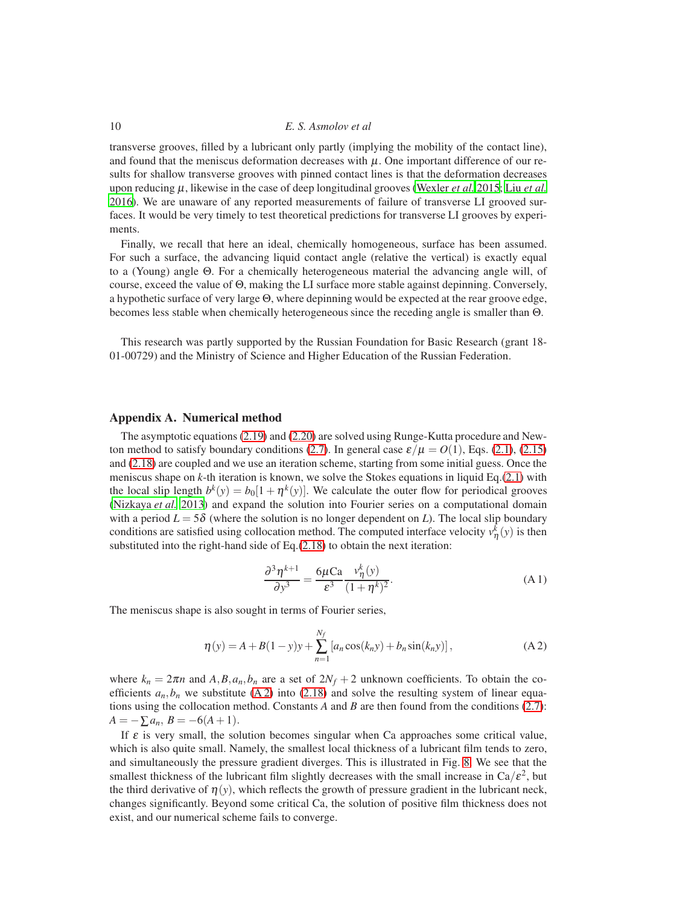transverse grooves, filled by a lubricant only partly (implying the mobility of the contact line), and found that the meniscus deformation decreases with $\mu$. One important difference of our results for shallow transverse grooves with pinned contact lines is that the deformation decreases upon reducing $\mu$, likewise in the case of deep longitudinal grooves (Wexler *et al.* 2015; Liu *et al.* 2016). We are unaware of any reported measurements of failure of transverse LI grooved surfaces. It would be very timely to test theoretical predictions for transverse LI grooves by experiments.

Finally, we recall that here an ideal, chemically homogeneous, surface has been assumed. For such a surface, the advancing liquid contact angle (relative the vertical) is exactly equal to a (Young) angle $\Theta$. For a chemically heterogeneous material the advancing angle will, of course, exceed the value of $\Theta$, making the LI surface more stable against depinning. Conversely, a hypothetic surface of very large $\Theta$, where depinning would be expected at the rear groove edge, becomes less stable when chemically heterogeneous since the receding angle is smaller than $\Theta$.

This research was partly supported by the Russian Foundation for Basic Research (grant 18-01-00729) and the Ministry of Science and Higher Education of the Russian Federation.

## Appendix A. Numerical method

The asymptotic equations (2.19) and (2.20) are solved using Runge-Kutta procedure and Newton method to satisfy boundary conditions (2.7). In general case $\varepsilon/\mu = O(1)$, Eqs. (2.1), (2.15) and (2.18) are coupled and we use an iteration scheme, starting from some initial guess. Once the meniscus shape on $k$-th iteration is known, we solve the Stokes equations in liquid Eq.(2.1) with the local slip length $b^k(y) = b_0[1+\eta^k(y)]$. We calculate the outer flow for periodical grooves (Nizkaya *et al.* 2013) and expand the solution into Fourier series on a computational domain with a period $L = 5\delta$ (where the solution is no longer dependent on $L$). The local slip boundary conditions are satisfied using collocation method. The computed interface velocity $v^k_\eta(y)$ is then substituted into the right-hand side of Eq.(2.18) to obtain the next iteration:

$$\frac{\partial^3 \eta^{k+1}}{\partial y^3} = \frac{6\mu \mathrm{Ca}}{\varepsilon^3} \frac{v^k_\eta(y)}{(1+\eta^k)^2}. \tag{A 1}$$

The meniscus shape is also sought in terms of Fourier series,

$$\eta(y) = A + B(1-y)y + \sum_{n=1}^{N_f} \left[a_n \cos(k_n y) + b_n \sin(k_n y)\right], \tag{A 2}$$

where $k_n = 2\pi n$ and $A, B, a_n, b_n$ are a set of $2N_f + 2$ unknown coefficients. To obtain the coefficients $a_n, b_n$ we substitute (A 2) into (2.18) and solve the resulting system of linear equations using the collocation method. Constants $A$ and $B$ are then found from the conditions (2.7): $A = -\sum a_n$, $B = -6(A+1)$.

If $\varepsilon$ is very small, the solution becomes singular when Ca approaches some critical value, which is also quite small. Namely, the smallest local thickness of a lubricant film tends to zero, and simultaneously the pressure gradient diverges. This is illustrated in Fig. 8. We see that the smallest thickness of the lubricant film slightly decreases with the small increase in $\mathrm{Ca}/\varepsilon^2$, but the third derivative of $\eta(y)$, which reflects the growth of pressure gradient in the lubricant neck, changes significantly. Beyond some critical Ca, the solution of positive film thickness does not exist, and our numerical scheme fails to converge.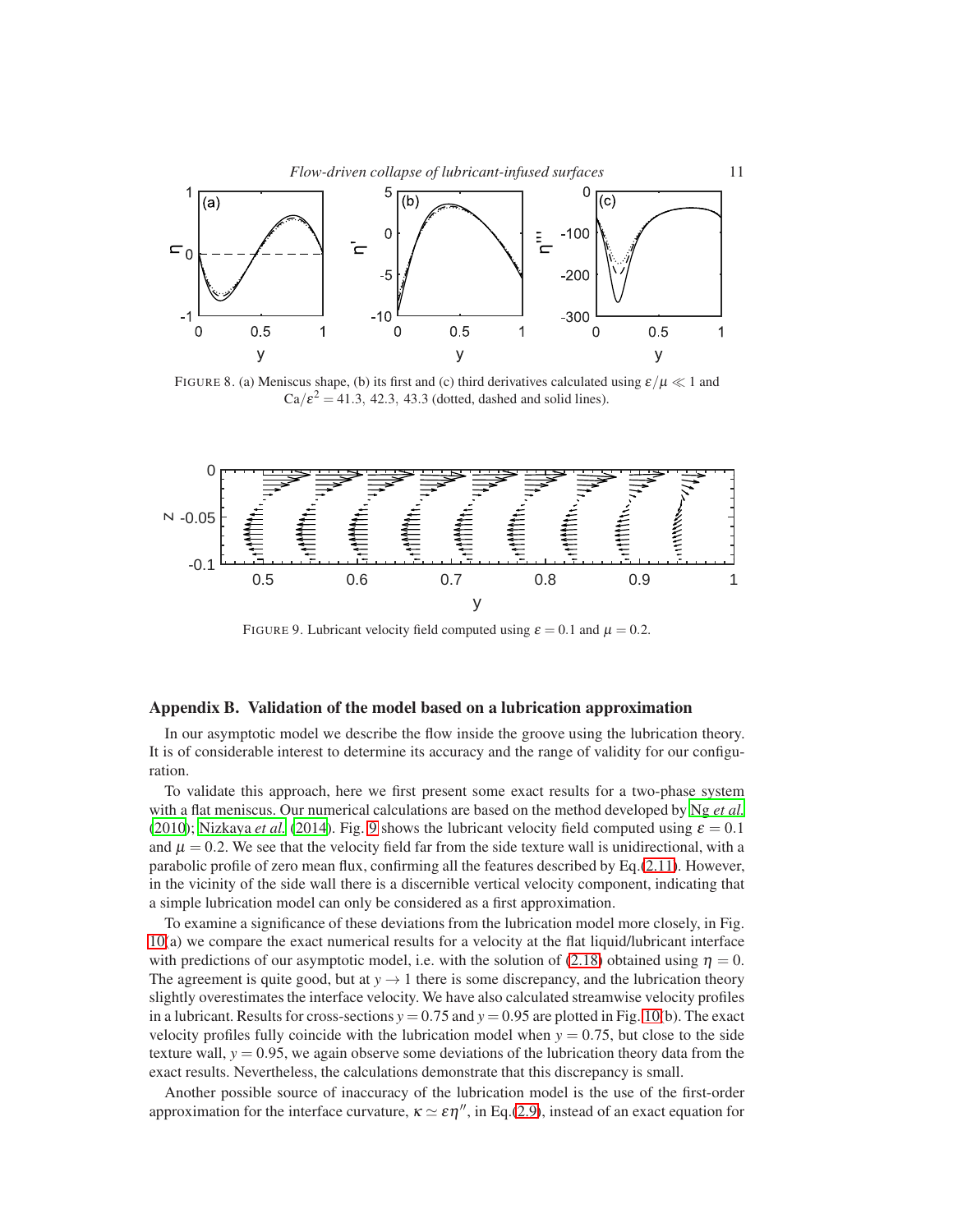FIGURE 8. (a) Meniscus shape, (b) its first and (c) third derivatives calculated using $\varepsilon/\mu \ll 1$ and $\mathrm{Ca}/\varepsilon^2 = 41.3,\ 42.3,\ 43.3$ (dotted, dashed and solid lines).

FIGURE 9. Lubricant velocity field computed using $\varepsilon = 0.1$ and $\mu = 0.2$.

## Appendix B. Validation of the model based on a lubrication approximation

In our asymptotic model we describe the flow inside the groove using the lubrication theory. It is of considerable interest to determine its accuracy and the range of validity for our configuration.

To validate this approach, here we first present some exact results for a two-phase system with a flat meniscus. Our numerical calculations are based on the method developed by Ng *et al.* (2010); Nizkaya *et al.* (2014). Fig. 9 shows the lubricant velocity field computed using $\varepsilon = 0.1$ and $\mu = 0.2$. We see that the velocity field far from the side texture wall is unidirectional, with a parabolic profile of zero mean flux, confirming all the features described by Eq.(2.11). However, in the vicinity of the side wall there is a discernible vertical velocity component, indicating that a simple lubrication model can only be considered as a first approximation.

To examine a significance of these deviations from the lubrication model more closely, in Fig. 10(a) we compare the exact numerical results for a velocity at the flat liquid/lubricant interface with predictions of our asymptotic model, i.e. with the solution of (2.18) obtained using $\eta = 0$. The agreement is quite good, but at $y \to 1$ there is some discrepancy, and the lubrication theory slightly overestimates the interface velocity. We have also calculated streamwise velocity profiles in a lubricant. Results for cross-sections $y = 0.75$ and $y = 0.95$ are plotted in Fig. 10(b). The exact velocity profiles fully coincide with the lubrication model when $y = 0.75$, but close to the side texture wall, $y = 0.95$, we again observe some deviations of the lubrication theory data from the exact results. Nevertheless, the calculations demonstrate that this discrepancy is small.

Another possible source of inaccuracy of the lubrication model is the use of the first-order approximation for the interface curvature, $\kappa \simeq \varepsilon\eta''$, in Eq.(2.9), instead of an exact equation for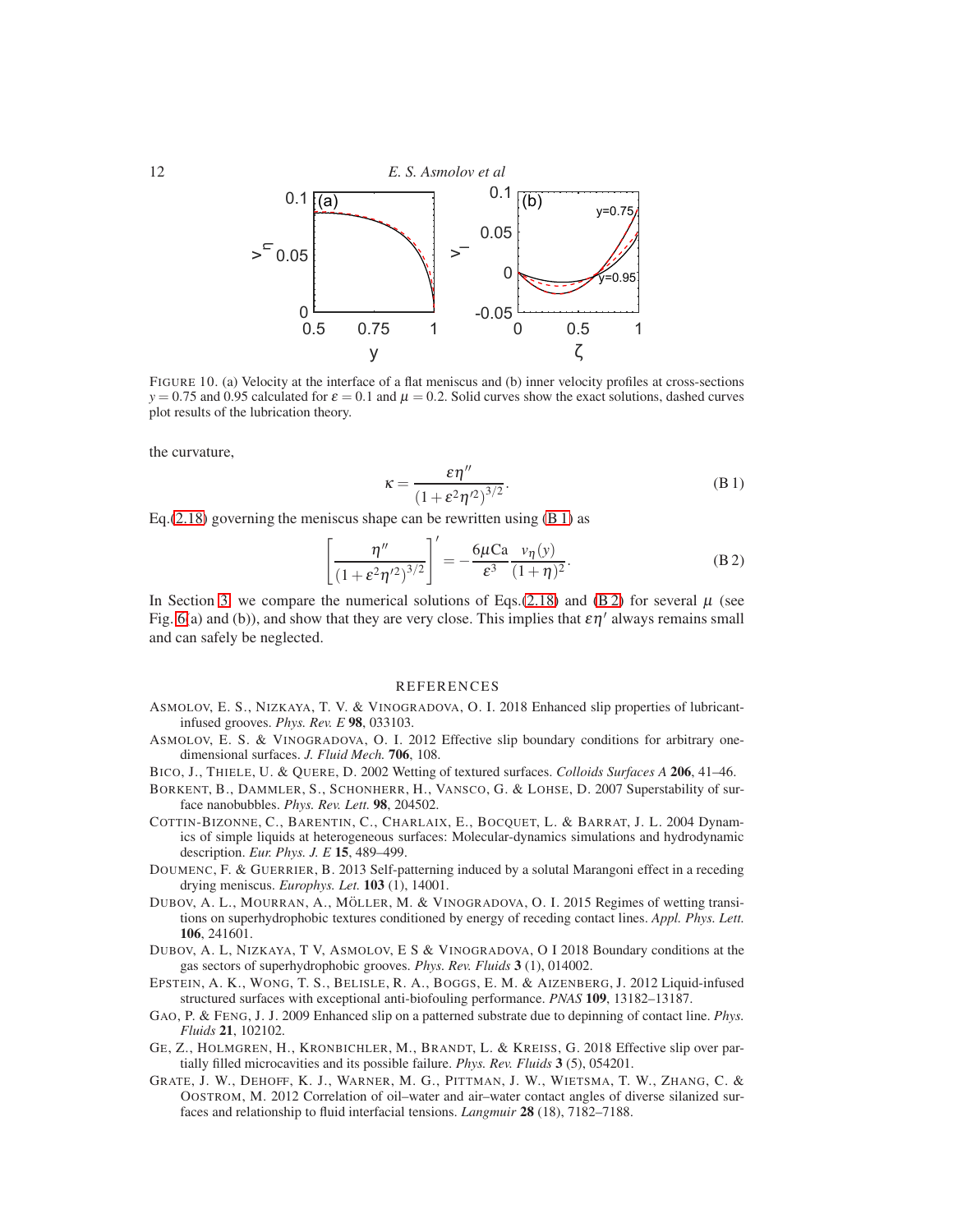FIGURE 10. (a) Velocity at the interface of a flat meniscus and (b) inner velocity profiles at cross-sections $y = 0.75$ and $0.95$ calculated for $\varepsilon = 0.1$ and $\mu = 0.2$. Solid curves show the exact solutions, dashed curves plot results of the lubrication theory.

the curvature,

$$\kappa = \frac{\varepsilon \eta''}{\left(1+\varepsilon^2 \eta'^2\right)^{3/2}}. \tag{B 1}$$

Eq.(2.18) governing the meniscus shape can be rewritten using (B 1) as

$$\left[\frac{\eta''}{\left(1+\varepsilon^2 \eta'^2\right)^{3/2}}\right]' = -\frac{6\mu \mathrm{Ca}}{\varepsilon^3} \frac{v_\eta(y)}{(1+\eta)^2}. \tag{B 2}$$

In Section 3 we compare the numerical solutions of Eqs.(2.18) and (B 2) for several $\mu$ (see Fig. 6(a) and (b)), and show that they are very close. This implies that $\varepsilon \eta'$ always remains small and can safely be neglected.

## REFERENCES

ASMOLOV, E. S., NIZKAYA, T. V. & VINOGRADOVA, O. I. 2018 Enhanced slip properties of lubricant-infused grooves. *Phys. Rev. E* **98**, 033103.

ASMOLOV, E. S. & VINOGRADOVA, O. I. 2012 Effective slip boundary conditions for arbitrary one-dimensional surfaces. *J. Fluid Mech.* **706**, 108.

BICO, J., THIELE, U. & QUERE, D. 2002 Wetting of textured surfaces. *Colloids Surfaces A* **206**, 41–46.

BORKENT, B., DAMMLER, S., SCHONHERR, H., VANSCO, G. & LOHSE, D. 2007 Superstability of surface nanobubbles. *Phys. Rev. Lett.* **98**, 204502.

COTTIN-BIZONNE, C., BARENTIN, C., CHARLAIX, E., BOCQUET, L. & BARRAT, J. L. 2004 Dynamics of simple liquids at heterogeneous surfaces: Molecular-dynamics simulations and hydrodynamic description. *Eur. Phys. J. E* **15**, 489–499.

DOUMENC, F. & GUERRIER, B. 2013 Self-patterning induced by a solutal Marangoni effect in a receding drying meniscus. *Europhys. Let.* **103** (1), 14001.

DUBOV, A. L., MOURRAN, A., MÖLLER, M. & VINOGRADOVA, O. I. 2015 Regimes of wetting transitions on superhydrophobic textures conditioned by energy of receding contact lines. *Appl. Phys. Lett.* **106**, 241601.

DUBOV, A. L, NIZKAYA, T V, ASMOLOV, E S & VINOGRADOVA, O I 2018 Boundary conditions at the gas sectors of superhydrophobic grooves. *Phys. Rev. Fluids* **3** (1), 014002.

EPSTEIN, A. K., WONG, T. S., BELISLE, R. A., BOGGS, E. M. & AIZENBERG, J. 2012 Liquid-infused structured surfaces with exceptional anti-biofouling performance. *PNAS* **109**, 13182–13187.

GAO, P. & FENG, J. J. 2009 Enhanced slip on a patterned substrate due to depinning of contact line. *Phys. Fluids* **21**, 102102.

GE, Z., HOLMGREN, H., KRONBICHLER, M., BRANDT, L. & KREISS, G. 2018 Effective slip over partially filled microcavities and its possible failure. *Phys. Rev. Fluids* **3** (5), 054201.

GRATE, J. W., DEHOFF, K. J., WARNER, M. G., PITTMAN, J. W., WIETSMA, T. W., ZHANG, C. & OOSTROM, M. 2012 Correlation of oil–water and air–water contact angles of diverse silanized surfaces and relationship to fluid interfacial tensions. *Langmuir* **28** (18), 7182–7188.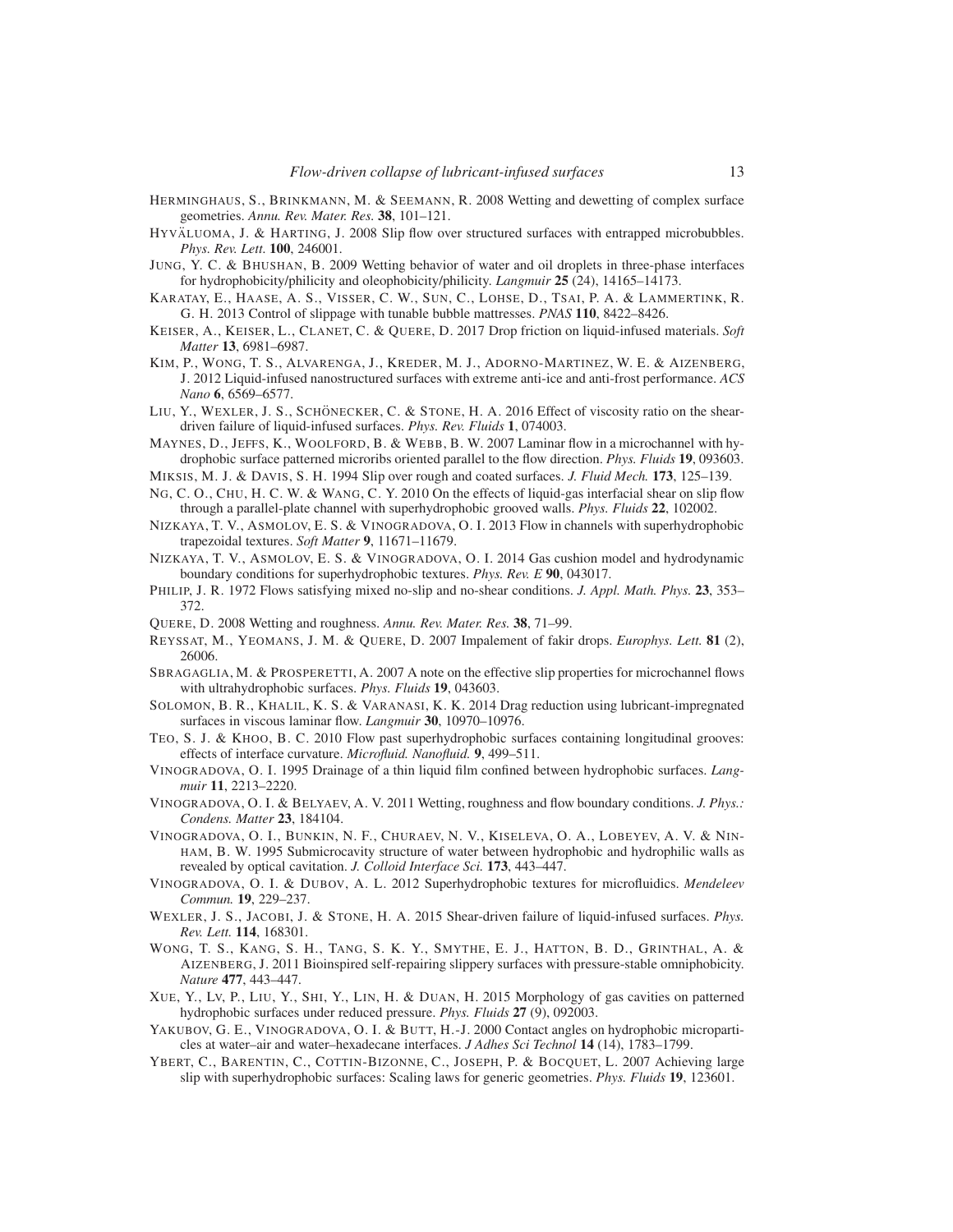Herminghaus, S., Brinkmann, M. & Seemann, R. 2008 Wetting and dewetting of complex surface geometries. *Annu. Rev. Mater. Res.* **38**, 101–121.

Hyväluoma, J. & Harting, J. 2008 Slip flow over structured surfaces with entrapped microbubbles. *Phys. Rev. Lett.* **100**, 246001.

Jung, Y. C. & Bhushan, B. 2009 Wetting behavior of water and oil droplets in three-phase interfaces for hydrophobicity/philicity and oleophobicity/philicity. *Langmuir* **25** (24), 14165–14173.

Karatay, E., Haase, A. S., Visser, C. W., Sun, C., Lohse, D., Tsai, P. A. & Lammertink, R. G. H. 2013 Control of slippage with tunable bubble mattresses. *PNAS* **110**, 8422–8426.

Keiser, A., Keiser, L., Clanet, C. & Quere, D. 2017 Drop friction on liquid-infused materials. *Soft Matter* **13**, 6981–6987.

Kim, P., Wong, T. S., Alvarenga, J., Kreder, M. J., Adorno-Martinez, W. E. & Aizenberg, J. 2012 Liquid-infused nanostructured surfaces with extreme anti-ice and anti-frost performance. *ACS Nano* **6**, 6569–6577.

Liu, Y., Wexler, J. S., Schönecker, C. & Stone, H. A. 2016 Effect of viscosity ratio on the shear-driven failure of liquid-infused surfaces. *Phys. Rev. Fluids* **1**, 074003.

Maynes, D., Jeffs, K., Woolford, B. & Webb, B. W. 2007 Laminar flow in a microchannel with hydrophobic surface patterned microribs oriented parallel to the flow direction. *Phys. Fluids* **19**, 093603.

Miksis, M. J. & Davis, S. H. 1994 Slip over rough and coated surfaces. *J. Fluid Mech.* **173**, 125–139.

Ng, C. O., Chu, H. C. W. & Wang, C. Y. 2010 On the effects of liquid-gas interfacial shear on slip flow through a parallel-plate channel with superhydrophobic grooved walls. *Phys. Fluids* **22**, 102002.

Nizkaya, T. V., Asmolov, E. S. & Vinogradova, O. I. 2013 Flow in channels with superhydrophobic trapezoidal textures. *Soft Matter* **9**, 11671–11679.

Nizkaya, T. V., Asmolov, E. S. & Vinogradova, O. I. 2014 Gas cushion model and hydrodynamic boundary conditions for superhydrophobic textures. *Phys. Rev. E* **90**, 043017.

Philip, J. R. 1972 Flows satisfying mixed no-slip and no-shear conditions. *J. Appl. Math. Phys.* **23**, 353–372.

Quere, D. 2008 Wetting and roughness. *Annu. Rev. Mater. Res.* **38**, 71–99.

Reyssat, M., Yeomans, J. M. & Quere, D. 2007 Impalement of fakir drops. *Europhys. Lett.* **81** (2), 26006.

Sbragaglia, M. & Prosperetti, A. 2007 A note on the effective slip properties for microchannel flows with ultrahydrophobic surfaces. *Phys. Fluids* **19**, 043603.

Solomon, B. R., Khalil, K. S. & Varanasi, K. K. 2014 Drag reduction using lubricant-impregnated surfaces in viscous laminar flow. *Langmuir* **30**, 10970–10976.

Teo, S. J. & Khoo, B. C. 2010 Flow past superhydrophobic surfaces containing longitudinal grooves: effects of interface curvature. *Microfluid. Nanofluid.* **9**, 499–511.

Vinogradova, O. I. 1995 Drainage of a thin liquid film confined between hydrophobic surfaces. *Langmuir* **11**, 2213–2220.

Vinogradova, O. I. & Belyaev, A. V. 2011 Wetting, roughness and flow boundary conditions. *J. Phys.: Condens. Matter* **23**, 184104.

Vinogradova, O. I., Bunkin, N. F., Churaev, N. V., Kiseleva, O. A., Lobeyev, A. V. & Ninham, B. W. 1995 Submicrocavity structure of water between hydrophobic and hydrophilic walls as revealed by optical cavitation. *J. Colloid Interface Sci.* **173**, 443–447.

Vinogradova, O. I. & Dubov, A. L. 2012 Superhydrophobic textures for microfluidics. *Mendeleev Commun.* **19**, 229–237.

Wexler, J. S., Jacobi, J. & Stone, H. A. 2015 Shear-driven failure of liquid-infused surfaces. *Phys. Rev. Lett.* **114**, 168301.

Wong, T. S., Kang, S. H., Tang, S. K. Y., Smythe, E. J., Hatton, B. D., Grinthal, A. & Aizenberg, J. 2011 Bioinspired self-repairing slippery surfaces with pressure-stable omniphobicity. *Nature* **477**, 443–447.

Xue, Y., Lv, P., Liu, Y., Shi, Y., Lin, H. & Duan, H. 2015 Morphology of gas cavities on patterned hydrophobic surfaces under reduced pressure. *Phys. Fluids* **27** (9), 092003.

Yakubov, G. E., Vinogradova, O. I. & Butt, H.-J. 2000 Contact angles on hydrophobic microparticles at water–air and water–hexadecane interfaces. *J Adhes Sci Technol* **14** (14), 1783–1799.

Ybert, C., Barentin, C., Cottin-Bizonne, C., Joseph, P. & Bocquet, L. 2007 Achieving large slip with superhydrophobic surfaces: Scaling laws for generic geometries. *Phys. Fluids* **19**, 123601.